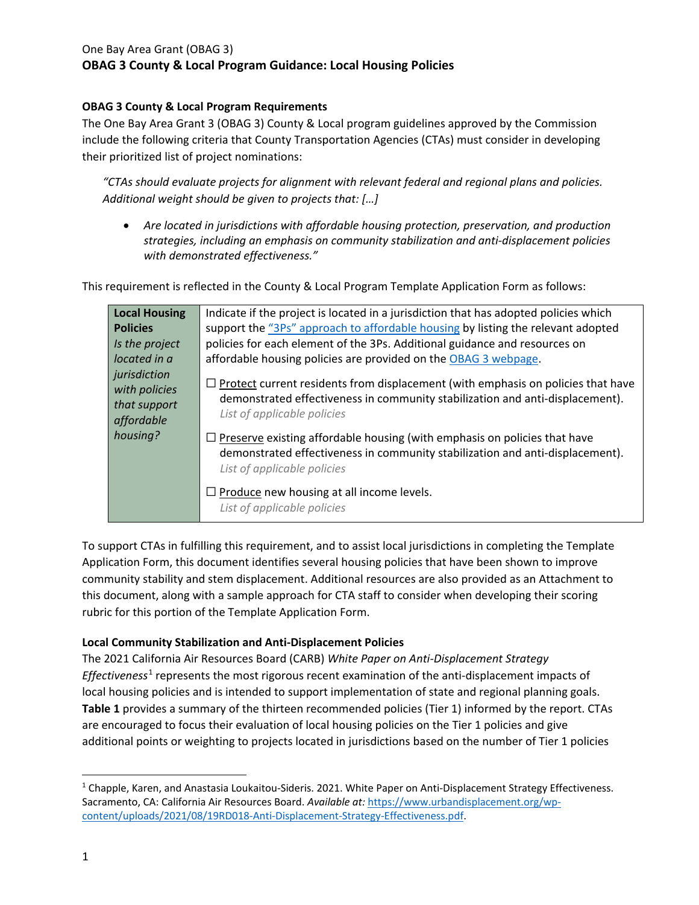One Bay Area Grant (OBAG 3)

# OBAG 3 County & Local Program Guidance: Local Housing Policies

## OBAG 3 County & Local Program Requirements

The One Bay Area Grant 3 (OBAG 3) County & Local program guidelines approved by the Commission include the following criteria that County Transportation Agencies (CTAs) must consider in developing their prioritized list of project nominations:

> *"CTAs should evaluate projects for alignment with relevant federal and regional plans and policies. Additional weight should be given to projects that: […]*
>
> - *Are located in jurisdictions with affordable housing protection, preservation, and production strategies, including an emphasis on community stabilization and anti-displacement policies with demonstrated effectiveness."*

This requirement is reflected in the County & Local Program Template Application Form as follows:

| | |
|---|---|
| **Local Housing Policies** *Is the project located in a jurisdiction with policies that support affordable housing?* | Indicate if the project is located in a jurisdiction that has adopted policies which support the "3Ps" approach to affordable housing by listing the relevant adopted policies for each element of the 3Ps. Additional guidance and resources on affordable housing policies are provided on the OBAG 3 webpage.<br><br>☐ Protect current residents from displacement (with emphasis on policies that have demonstrated effectiveness in community stabilization and anti-displacement). *List of applicable policies*<br><br>☐ Preserve existing affordable housing (with emphasis on policies that have demonstrated effectiveness in community stabilization and anti-displacement). *List of applicable policies*<br><br>☐ Produce new housing at all income levels. *List of applicable policies* |

To support CTAs in fulfilling this requirement, and to assist local jurisdictions in completing the Template Application Form, this document identifies several housing policies that have been shown to improve community stability and stem displacement. Additional resources are also provided as an Attachment to this document, along with a sample approach for CTA staff to consider when developing their scoring rubric for this portion of the Template Application Form.

## Local Community Stabilization and Anti-Displacement Policies

The 2021 California Air Resources Board (CARB) *White Paper on Anti-Displacement Strategy Effectiveness*[1] represents the most rigorous recent examination of the anti-displacement impacts of local housing policies and is intended to support implementation of state and regional planning goals. **Table 1** provides a summary of the thirteen recommended policies (Tier 1) informed by the report. CTAs are encouraged to focus their evaluation of local housing policies on the Tier 1 policies and give additional points or weighting to projects located in jurisdictions based on the number of Tier 1 policies

---

[1] Chapple, Karen, and Anastasia Loukaitou-Sideris. 2021. White Paper on Anti-Displacement Strategy Effectiveness. Sacramento, CA: California Air Resources Board. *Available at:* https://www.urbandisplacement.org/wp-content/uploads/2021/08/19RD018-Anti-Displacement-Strategy-Effectiveness.pdf.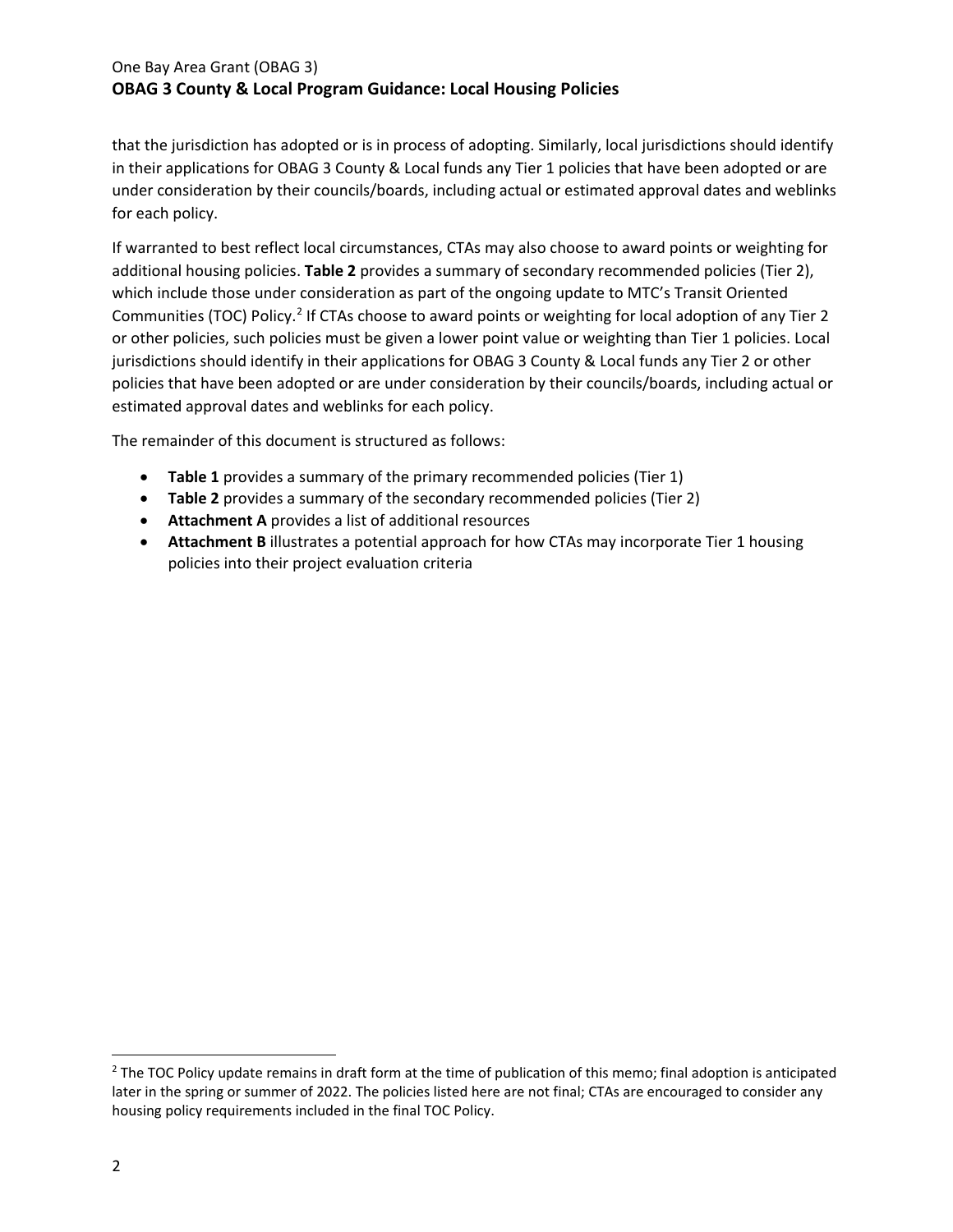that the jurisdiction has adopted or is in process of adopting. Similarly, local jurisdictions should identify in their applications for OBAG 3 County & Local funds any Tier 1 policies that have been adopted or are under consideration by their councils/boards, including actual or estimated approval dates and weblinks for each policy.

If warranted to best reflect local circumstances, CTAs may also choose to award points or weighting for additional housing policies. **Table 2** provides a summary of secondary recommended policies (Tier 2), which include those under consideration as part of the ongoing update to MTC's Transit Oriented Communities (TOC) Policy.[2] If CTAs choose to award points or weighting for local adoption of any Tier 2 or other policies, such policies must be given a lower point value or weighting than Tier 1 policies. Local jurisdictions should identify in their applications for OBAG 3 County & Local funds any Tier 2 or other policies that have been adopted or are under consideration by their councils/boards, including actual or estimated approval dates and weblinks for each policy.

The remainder of this document is structured as follows:

- **Table 1** provides a summary of the primary recommended policies (Tier 1)
- **Table 2** provides a summary of the secondary recommended policies (Tier 2)
- **Attachment A** provides a list of additional resources
- **Attachment B** illustrates a potential approach for how CTAs may incorporate Tier 1 housing policies into their project evaluation criteria

[2] The TOC Policy update remains in draft form at the time of publication of this memo; final adoption is anticipated later in the spring or summer of 2022. The policies listed here are not final; CTAs are encouraged to consider any housing policy requirements included in the final TOC Policy.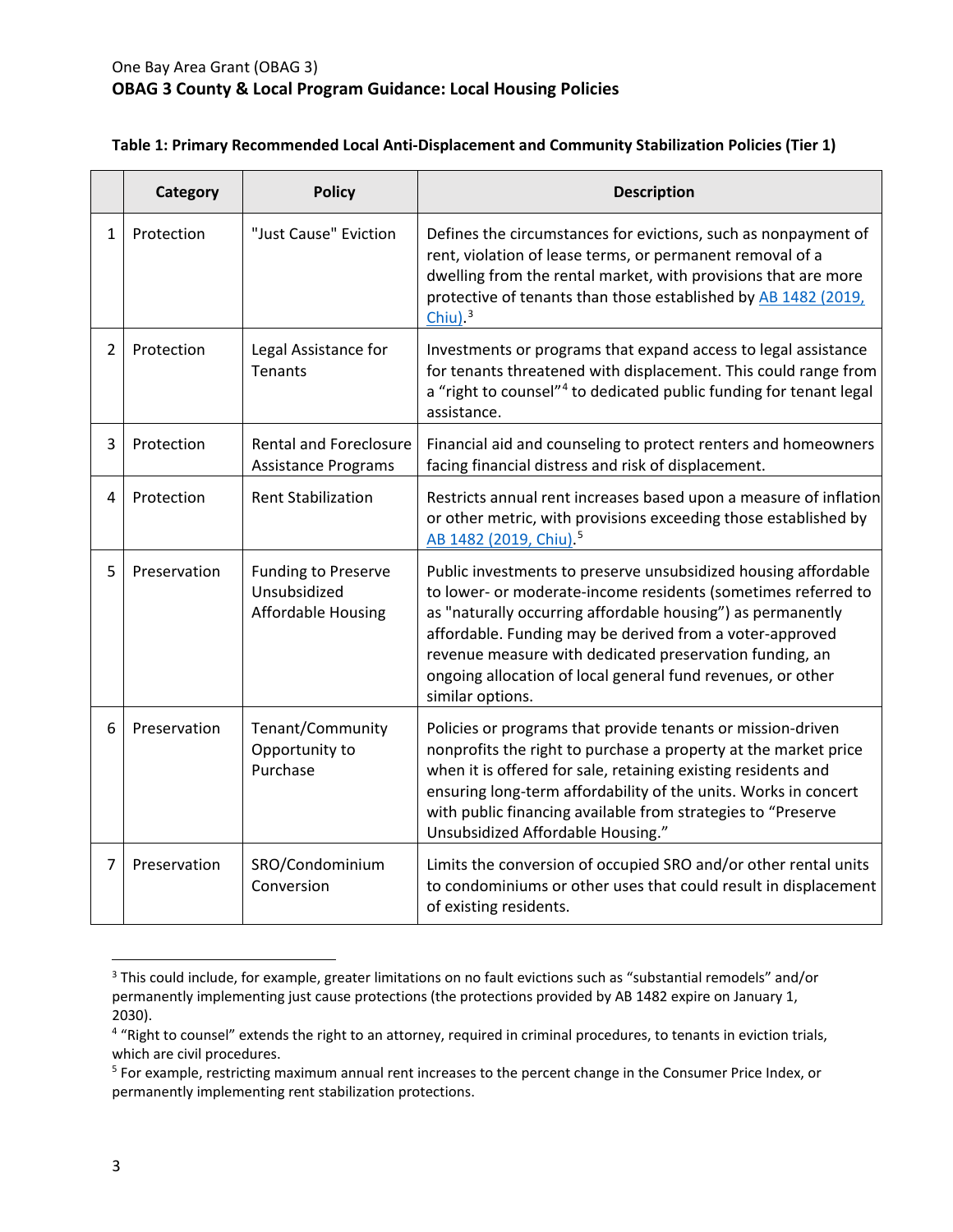One Bay Area Grant (OBAG 3)

**OBAG 3 County & Local Program Guidance: Local Housing Policies**

**Table 1: Primary Recommended Local Anti-Displacement and Community Stabilization Policies (Tier 1)**

| | Category | Policy | Description |
|---|---|---|---|
| 1 | Protection | "Just Cause" Eviction | Defines the circumstances for evictions, such as nonpayment of rent, violation of lease terms, or permanent removal of a dwelling from the rental market, with provisions that are more protective of tenants than those established by AB 1482 (2019, Chiu).[3] |
| 2 | Protection | Legal Assistance for Tenants | Investments or programs that expand access to legal assistance for tenants threatened with displacement. This could range from a "right to counsel"[4] to dedicated public funding for tenant legal assistance. |
| 3 | Protection | Rental and Foreclosure Assistance Programs | Financial aid and counseling to protect renters and homeowners facing financial distress and risk of displacement. |
| 4 | Protection | Rent Stabilization | Restricts annual rent increases based upon a measure of inflation or other metric, with provisions exceeding those established by AB 1482 (2019, Chiu).[5] |
| 5 | Preservation | Funding to Preserve Unsubsidized Affordable Housing | Public investments to preserve unsubsidized housing affordable to lower- or moderate-income residents (sometimes referred to as "naturally occurring affordable housing") as permanently affordable. Funding may be derived from a voter-approved revenue measure with dedicated preservation funding, an ongoing allocation of local general fund revenues, or other similar options. |
| 6 | Preservation | Tenant/Community Opportunity to Purchase | Policies or programs that provide tenants or mission-driven nonprofits the right to purchase a property at the market price when it is offered for sale, retaining existing residents and ensuring long-term affordability of the units. Works in concert with public financing available from strategies to "Preserve Unsubsidized Affordable Housing." |
| 7 | Preservation | SRO/Condominium Conversion | Limits the conversion of occupied SRO and/or other rental units to condominiums or other uses that could result in displacement of existing residents. |

[3] This could include, for example, greater limitations on no fault evictions such as "substantial remodels" and/or permanently implementing just cause protections (the protections provided by AB 1482 expire on January 1, 2030).

[4] "Right to counsel" extends the right to an attorney, required in criminal procedures, to tenants in eviction trials, which are civil procedures.

[5] For example, restricting maximum annual rent increases to the percent change in the Consumer Price Index, or permanently implementing rent stabilization protections.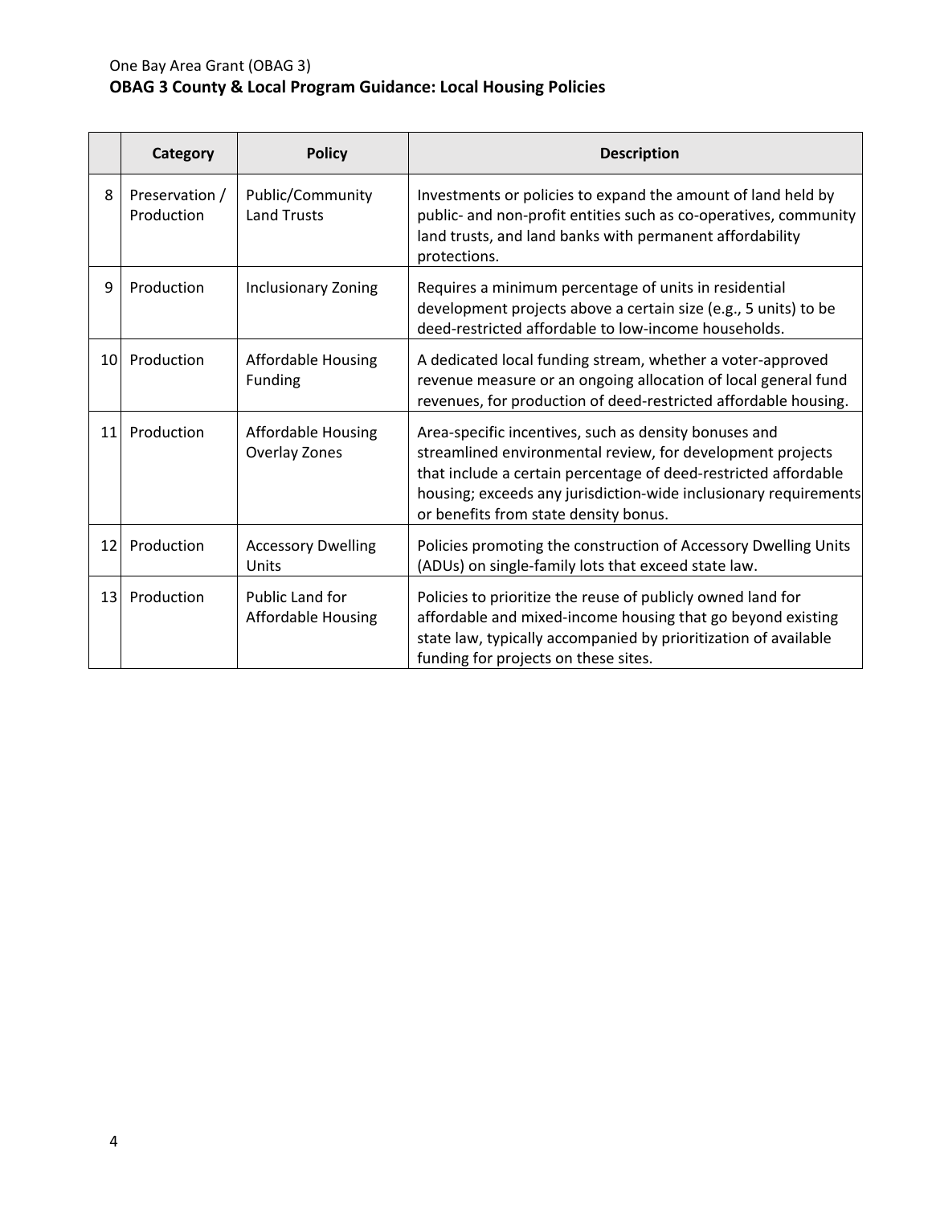| | Category | Policy | Description |
|---|---|---|---|
| 8 | Preservation / Production | Public/Community Land Trusts | Investments or policies to expand the amount of land held by public- and non-profit entities such as co-operatives, community land trusts, and land banks with permanent affordability protections. |
| 9 | Production | Inclusionary Zoning | Requires a minimum percentage of units in residential development projects above a certain size (e.g., 5 units) to be deed-restricted affordable to low-income households. |
| 10 | Production | Affordable Housing Funding | A dedicated local funding stream, whether a voter-approved revenue measure or an ongoing allocation of local general fund revenues, for production of deed-restricted affordable housing. |
| 11 | Production | Affordable Housing Overlay Zones | Area-specific incentives, such as density bonuses and streamlined environmental review, for development projects that include a certain percentage of deed-restricted affordable housing; exceeds any jurisdiction-wide inclusionary requirements or benefits from state density bonus. |
| 12 | Production | Accessory Dwelling Units | Policies promoting the construction of Accessory Dwelling Units (ADUs) on single-family lots that exceed state law. |
| 13 | Production | Public Land for Affordable Housing | Policies to prioritize the reuse of publicly owned land for affordable and mixed-income housing that go beyond existing state law, typically accompanied by prioritization of available funding for projects on these sites. |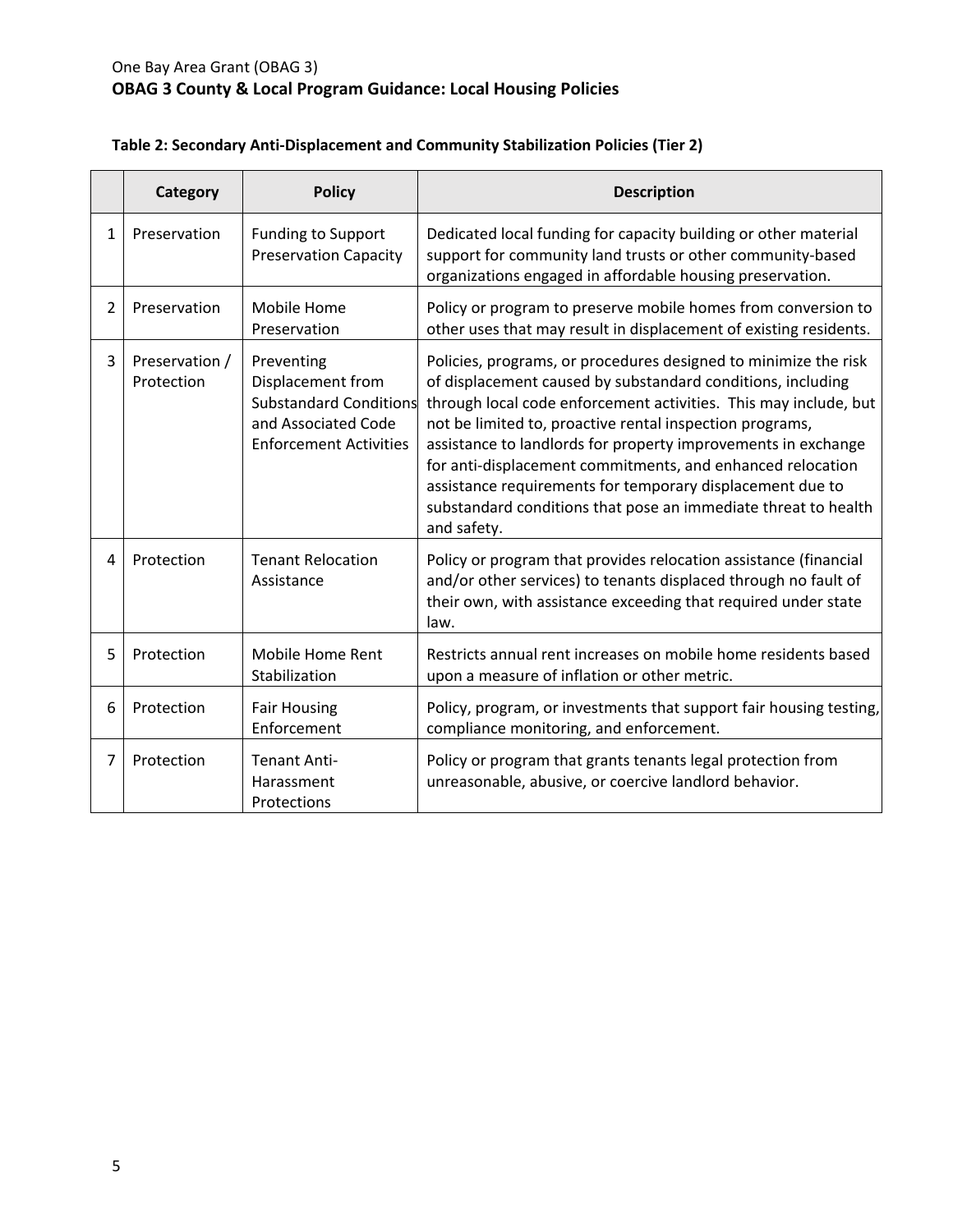**Table 2: Secondary Anti-Displacement and Community Stabilization Policies (Tier 2)**

| | Category | Policy | Description |
|---|---|---|---|
| 1 | Preservation | Funding to Support Preservation Capacity | Dedicated local funding for capacity building or other material support for community land trusts or other community-based organizations engaged in affordable housing preservation. |
| 2 | Preservation | Mobile Home Preservation | Policy or program to preserve mobile homes from conversion to other uses that may result in displacement of existing residents. |
| 3 | Preservation / Protection | Preventing Displacement from Substandard Conditions and Associated Code Enforcement Activities | Policies, programs, or procedures designed to minimize the risk of displacement caused by substandard conditions, including through local code enforcement activities. This may include, but not be limited to, proactive rental inspection programs, assistance to landlords for property improvements in exchange for anti-displacement commitments, and enhanced relocation assistance requirements for temporary displacement due to substandard conditions that pose an immediate threat to health and safety. |
| 4 | Protection | Tenant Relocation Assistance | Policy or program that provides relocation assistance (financial and/or other services) to tenants displaced through no fault of their own, with assistance exceeding that required under state law. |
| 5 | Protection | Mobile Home Rent Stabilization | Restricts annual rent increases on mobile home residents based upon a measure of inflation or other metric. |
| 6 | Protection | Fair Housing Enforcement | Policy, program, or investments that support fair housing testing, compliance monitoring, and enforcement. |
| 7 | Protection | Tenant Anti-Harassment Protections | Policy or program that grants tenants legal protection from unreasonable, abusive, or coercive landlord behavior. |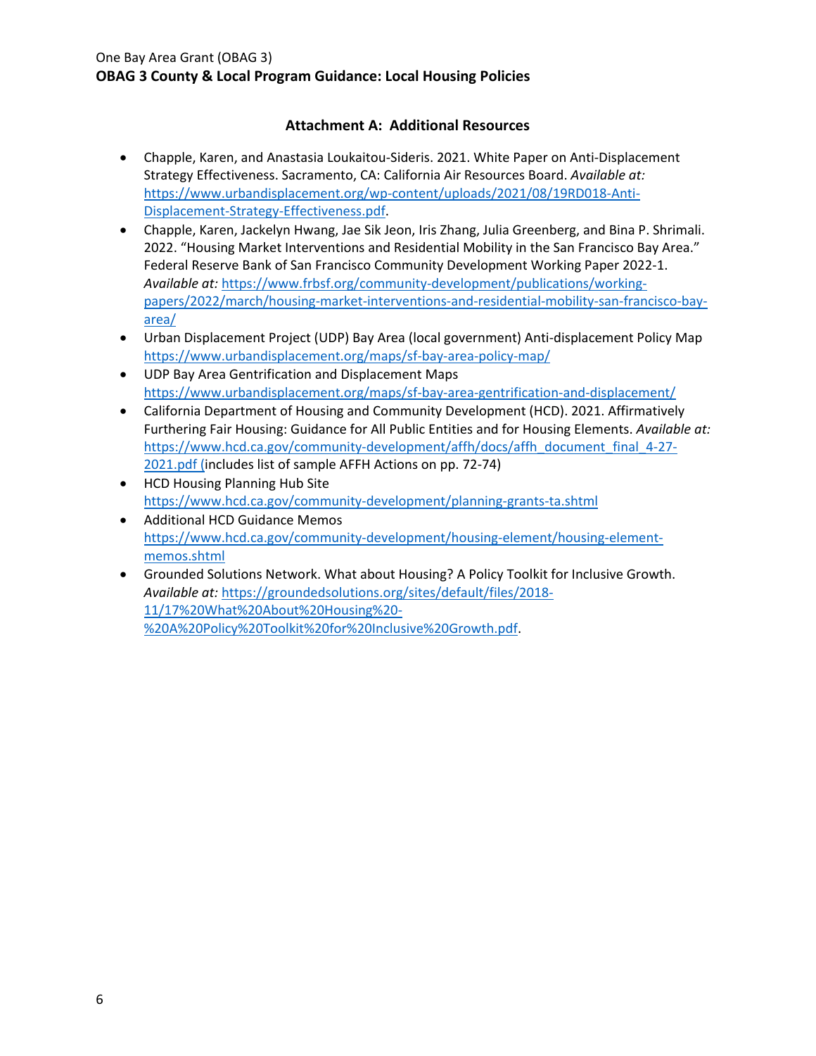## Attachment A: Additional Resources

- Chapple, Karen, and Anastasia Loukaitou-Sideris. 2021. White Paper on Anti-Displacement Strategy Effectiveness. Sacramento, CA: California Air Resources Board. *Available at:* https://www.urbandisplacement.org/wp-content/uploads/2021/08/19RD018-Anti-Displacement-Strategy-Effectiveness.pdf.
- Chapple, Karen, Jackelyn Hwang, Jae Sik Jeon, Iris Zhang, Julia Greenberg, and Bina P. Shrimali. 2022. "Housing Market Interventions and Residential Mobility in the San Francisco Bay Area." Federal Reserve Bank of San Francisco Community Development Working Paper 2022-1. *Available at:* https://www.frbsf.org/community-development/publications/working-papers/2022/march/housing-market-interventions-and-residential-mobility-san-francisco-bay-area/
- Urban Displacement Project (UDP) Bay Area (local government) Anti-displacement Policy Map https://www.urbandisplacement.org/maps/sf-bay-area-policy-map/
- UDP Bay Area Gentrification and Displacement Maps https://www.urbandisplacement.org/maps/sf-bay-area-gentrification-and-displacement/
- California Department of Housing and Community Development (HCD). 2021. Affirmatively Furthering Fair Housing: Guidance for All Public Entities and for Housing Elements. *Available at:* https://www.hcd.ca.gov/community-development/affh/docs/affh_document_final_4-27-2021.pdf (includes list of sample AFFH Actions on pp. 72-74)
- HCD Housing Planning Hub Site https://www.hcd.ca.gov/community-development/planning-grants-ta.shtml
- Additional HCD Guidance Memos https://www.hcd.ca.gov/community-development/housing-element/housing-element-memos.shtml
- Grounded Solutions Network. What about Housing? A Policy Toolkit for Inclusive Growth. *Available at:* https://groundedsolutions.org/sites/default/files/2018-11/17%20What%20About%20Housing%20-%20A%20Policy%20Toolkit%20for%20Inclusive%20Growth.pdf.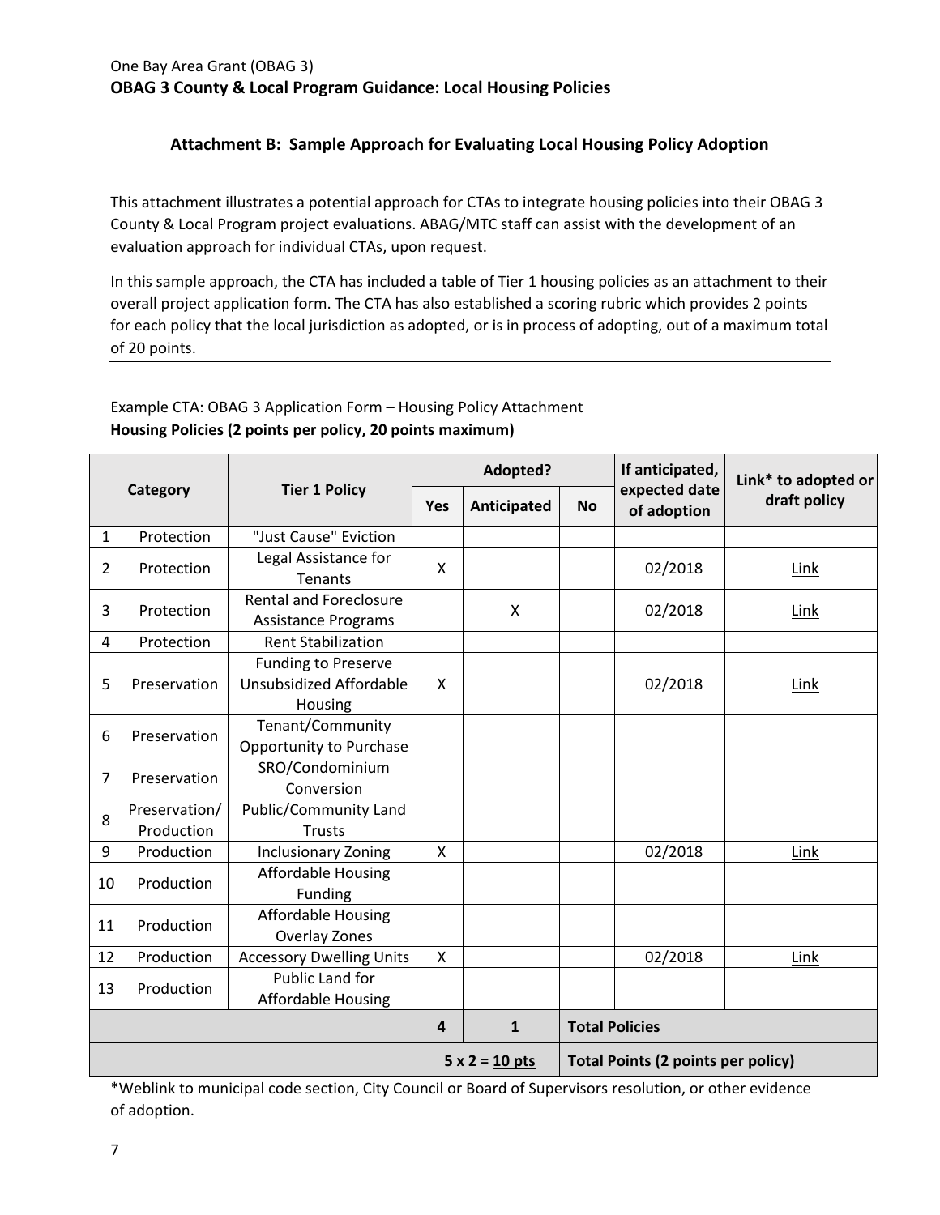One Bay Area Grant (OBAG 3)

**OBAG 3 County & Local Program Guidance: Local Housing Policies**

## Attachment B: Sample Approach for Evaluating Local Housing Policy Adoption

This attachment illustrates a potential approach for CTAs to integrate housing policies into their OBAG 3 County & Local Program project evaluations. ABAG/MTC staff can assist with the development of an evaluation approach for individual CTAs, upon request.

In this sample approach, the CTA has included a table of Tier 1 housing policies as an attachment to their overall project application form. The CTA has also established a scoring rubric which provides 2 points for each policy that the local jurisdiction as adopted, or is in process of adopting, out of a maximum total of 20 points.

---

Example CTA: OBAG 3 Application Form – Housing Policy Attachment

**Housing Policies (2 points per policy, 20 points maximum)**

| Category | | Tier 1 Policy | Adopted? | | | If anticipated, expected date of adoption | Link* to adopted or draft policy |
|---|---|---|---|---|---|---|---|
| | | | Yes | Anticipated | No | | |
| 1 | Protection | "Just Cause" Eviction | | | | | |
| 2 | Protection | Legal Assistance for Tenants | X | | | 02/2018 | Link |
| 3 | Protection | Rental and Foreclosure Assistance Programs | | X | | 02/2018 | Link |
| 4 | Protection | Rent Stabilization | | | | | |
| 5 | Preservation | Funding to Preserve Unsubsidized Affordable Housing | X | | | 02/2018 | Link |
| 6 | Preservation | Tenant/Community Opportunity to Purchase | | | | | |
| 7 | Preservation | SRO/Condominium Conversion | | | | | |
| 8 | Preservation/ Production | Public/Community Land Trusts | | | | | |
| 9 | Production | Inclusionary Zoning | X | | | 02/2018 | Link |
| 10 | Production | Affordable Housing Funding | | | | | |
| 11 | Production | Affordable Housing Overlay Zones | | | | | |
| 12 | Production | Accessory Dwelling Units | X | | | 02/2018 | Link |
| 13 | Production | Public Land for Affordable Housing | | | | | |
| | | | 4 | 1 | **Total Policies** | | |
| | | | **5 x 2 = 10 pts** | | **Total Points (2 points per policy)** | | |

*Weblink to municipal code section, City Council or Board of Supervisors resolution, or other evidence of adoption.